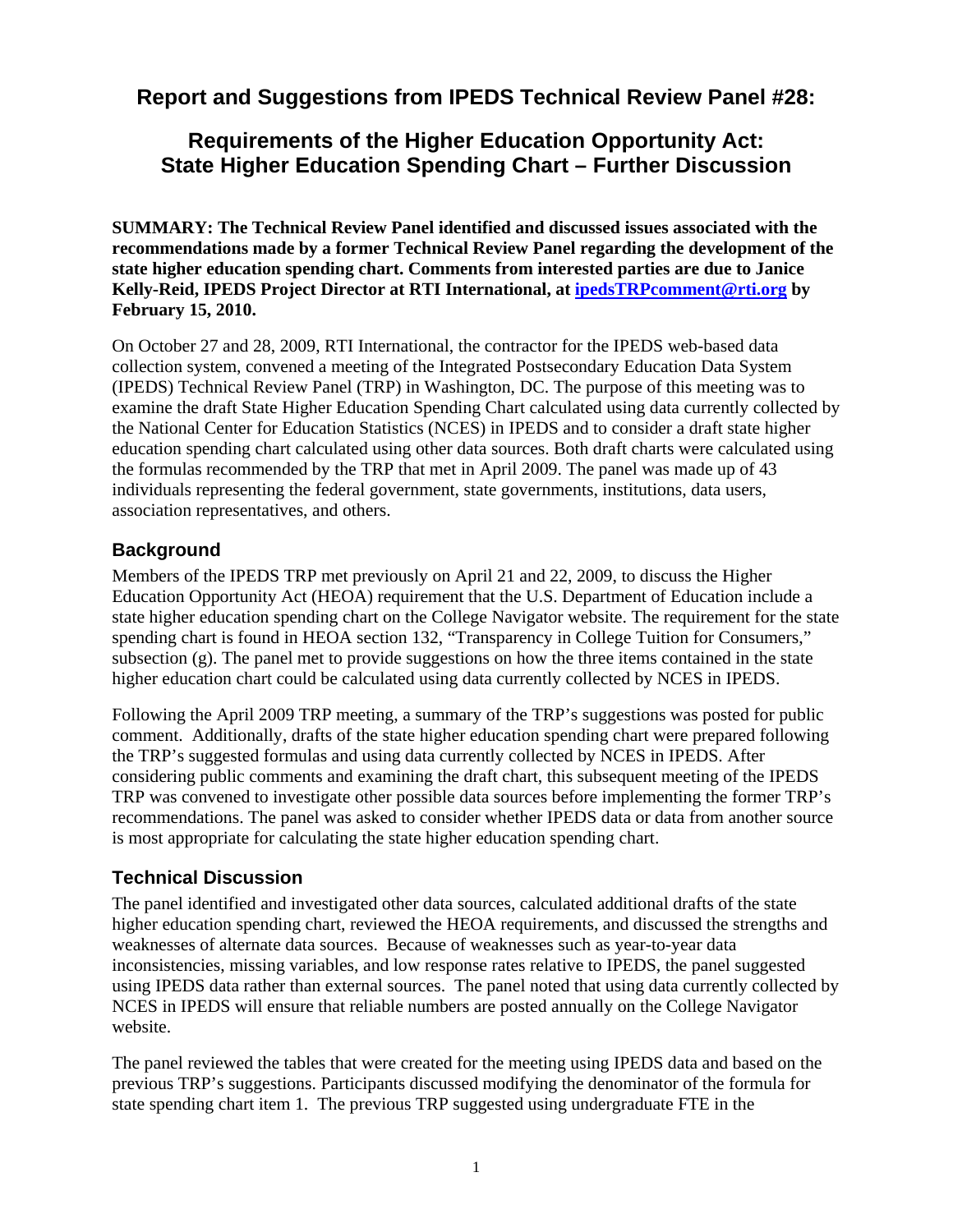# Report and Suggestions from IPEDS Technical Review Panel #28:

## Requirements of the Higher Education Opportunity Act: State Higher Education Spending Chart – Further Discussion

**SUMMARY: The Technical Review Panel identified and discussed issues associated with the recommendations made by a former Technical Review Panel regarding the development of the state higher education spending chart. Comments from interested parties are due to Janice Kelly-Reid, IPEDS Project Director at RTI International, at ipedsTRPcomment@rti.org by February 15, 2010.**

On October 27 and 28, 2009, RTI International, the contractor for the IPEDS web-based data collection system, convened a meeting of the Integrated Postsecondary Education Data System (IPEDS) Technical Review Panel (TRP) in Washington, DC. The purpose of this meeting was to examine the draft State Higher Education Spending Chart calculated using data currently collected by the National Center for Education Statistics (NCES) in IPEDS and to consider a draft state higher education spending chart calculated using other data sources. Both draft charts were calculated using the formulas recommended by the TRP that met in April 2009. The panel was made up of 43 individuals representing the federal government, state governments, institutions, data users, association representatives, and others.

### Background

Members of the IPEDS TRP met previously on April 21 and 22, 2009, to discuss the Higher Education Opportunity Act (HEOA) requirement that the U.S. Department of Education include a state higher education spending chart on the College Navigator website. The requirement for the state spending chart is found in HEOA section 132, "Transparency in College Tuition for Consumers," subsection (g). The panel met to provide suggestions on how the three items contained in the state higher education chart could be calculated using data currently collected by NCES in IPEDS.

Following the April 2009 TRP meeting, a summary of the TRP's suggestions was posted for public comment. Additionally, drafts of the state higher education spending chart were prepared following the TRP's suggested formulas and using data currently collected by NCES in IPEDS. After considering public comments and examining the draft chart, this subsequent meeting of the IPEDS TRP was convened to investigate other possible data sources before implementing the former TRP's recommendations. The panel was asked to consider whether IPEDS data or data from another source is most appropriate for calculating the state higher education spending chart.

### Technical Discussion

The panel identified and investigated other data sources, calculated additional drafts of the state higher education spending chart, reviewed the HEOA requirements, and discussed the strengths and weaknesses of alternate data sources. Because of weaknesses such as year-to-year data inconsistencies, missing variables, and low response rates relative to IPEDS, the panel suggested using IPEDS data rather than external sources. The panel noted that using data currently collected by NCES in IPEDS will ensure that reliable numbers are posted annually on the College Navigator website.

The panel reviewed the tables that were created for the meeting using IPEDS data and based on the previous TRP's suggestions. Participants discussed modifying the denominator of the formula for state spending chart item 1. The previous TRP suggested using undergraduate FTE in the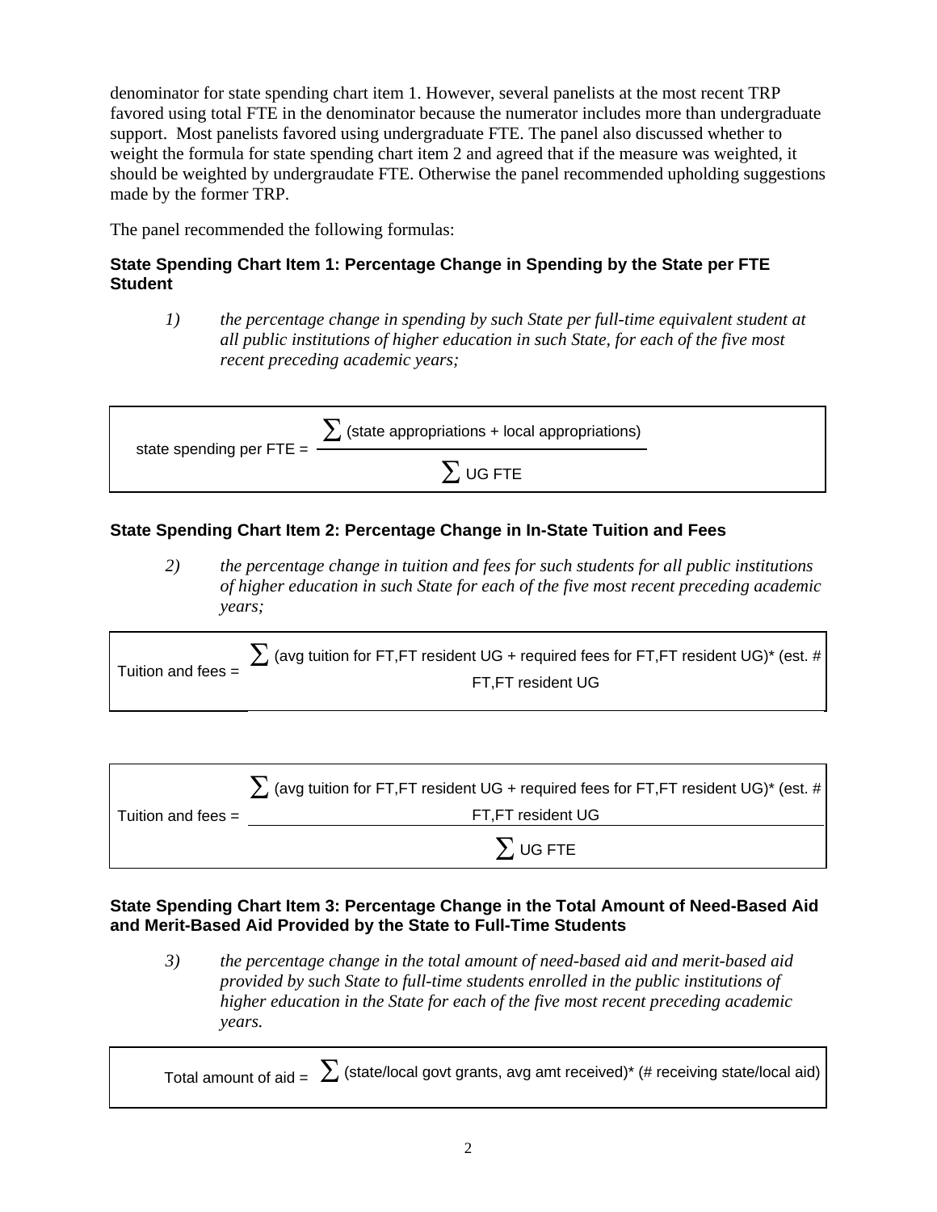denominator for state spending chart item 1. However, several panelists at the most recent TRP favored using total FTE in the denominator because the numerator includes more than undergraduate support. Most panelists favored using undergraduate FTE. The panel also discussed whether to weight the formula for state spending chart item 2 and agreed that if the measure was weighted, it should be weighted by undergraudate FTE. Otherwise the panel recommended upholding suggestions made by the former TRP.

The panel recommended the following formulas:

**State Spending Chart Item 1: Percentage Change in Spending by the State per FTE Student**

> *1) the percentage change in spending by such State per full-time equivalent student at all public institutions of higher education in such State, for each of the five most recent preceding academic years;*

$$\text{state spending per FTE} = \frac{\sum \text{(state appropriations + local appropriations)}}{\sum \text{UG FTE}}$$

**State Spending Chart Item 2: Percentage Change in In-State Tuition and Fees**

> *2) the percentage change in tuition and fees for such students for all public institutions of higher education in such State for each of the five most recent preceding academic years;*

$$\text{Tuition and fees} = \sum \text{(avg tuition for FT,FT resident UG + required fees for FT,FT resident UG)* (est. \# FT,FT resident UG}$$

$$\text{Tuition and fees} = \frac{\sum \text{(avg tuition for FT,FT resident UG + required fees for FT,FT resident UG)* (est. \# FT,FT resident UG}}{\sum \text{UG FTE}}$$

**State Spending Chart Item 3: Percentage Change in the Total Amount of Need-Based Aid and Merit-Based Aid Provided by the State to Full-Time Students**

> *3) the percentage change in the total amount of need-based aid and merit-based aid provided by such State to full-time students enrolled in the public institutions of higher education in the State for each of the five most recent preceding academic years.*

$$\text{Total amount of aid} = \sum \text{(state/local govt grants, avg amt received)* (\# receiving state/local aid)}$$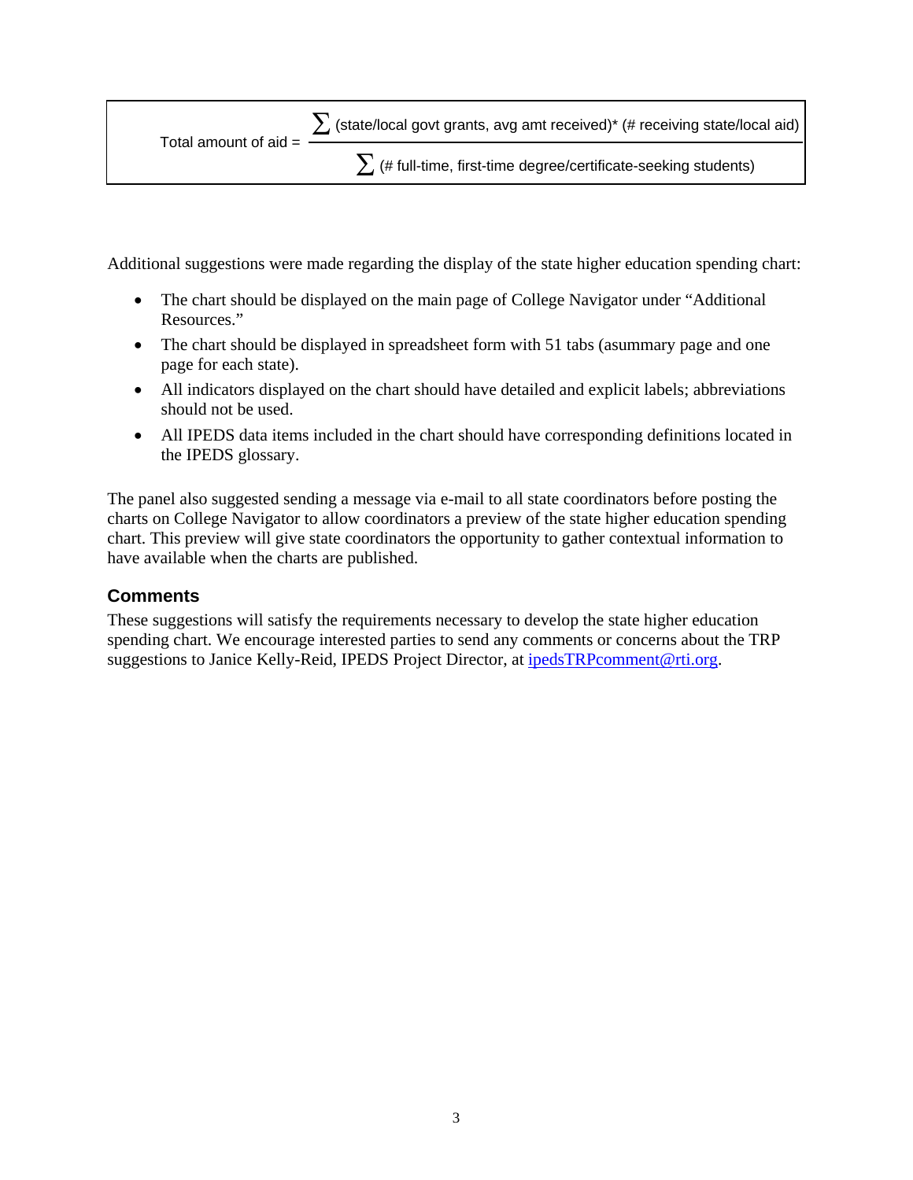$$\text{Total amount of aid} = \frac{\sum \text{(state/local govt grants, avg amt received)* (\# receiving state/local aid)}}{\sum \text{(\# full-time, first-time degree/certificate-seeking students)}}$$

Additional suggestions were made regarding the display of the state higher education spending chart:

- The chart should be displayed on the main page of College Navigator under "Additional Resources."
- The chart should be displayed in spreadsheet form with 51 tabs (asummary page and one page for each state).
- All indicators displayed on the chart should have detailed and explicit labels; abbreviations should not be used.
- All IPEDS data items included in the chart should have corresponding definitions located in the IPEDS glossary.

The panel also suggested sending a message via e-mail to all state coordinators before posting the charts on College Navigator to allow coordinators a preview of the state higher education spending chart. This preview will give state coordinators the opportunity to gather contextual information to have available when the charts are published.

## Comments

These suggestions will satisfy the requirements necessary to develop the state higher education spending chart. We encourage interested parties to send any comments or concerns about the TRP suggestions to Janice Kelly-Reid, IPEDS Project Director, at ipedsTRPcomment@rti.org.